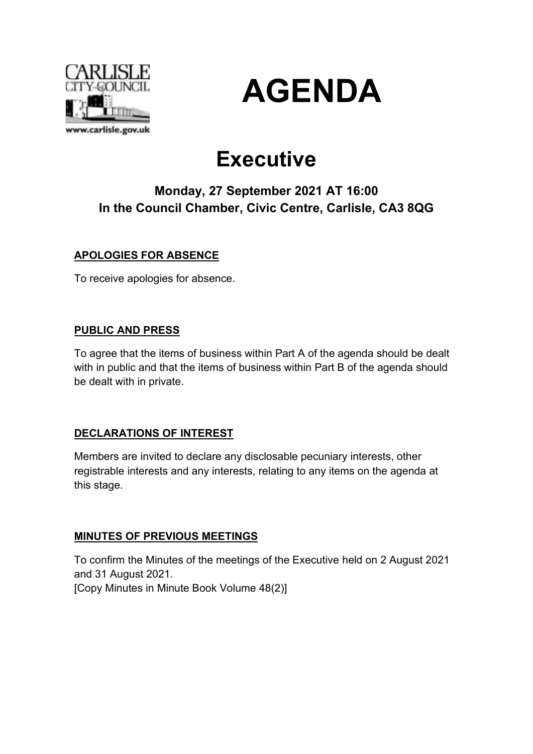# AGENDA

# Executive

### Monday, 27 September 2021 AT 16:00
### In the Council Chamber, Civic Centre, Carlisle, CA3 8QG

**APOLOGIES FOR ABSENCE**

To receive apologies for absence.

**PUBLIC AND PRESS**

To agree that the items of business within Part A of the agenda should be dealt with in public and that the items of business within Part B of the agenda should be dealt with in private.

**DECLARATIONS OF INTEREST**

Members are invited to declare any disclosable pecuniary interests, other registrable interests and any interests, relating to any items on the agenda at this stage.

**MINUTES OF PREVIOUS MEETINGS**

To confirm the Minutes of the meetings of the Executive held on 2 August 2021 and 31 August 2021.
[Copy Minutes in Minute Book Volume 48(2)]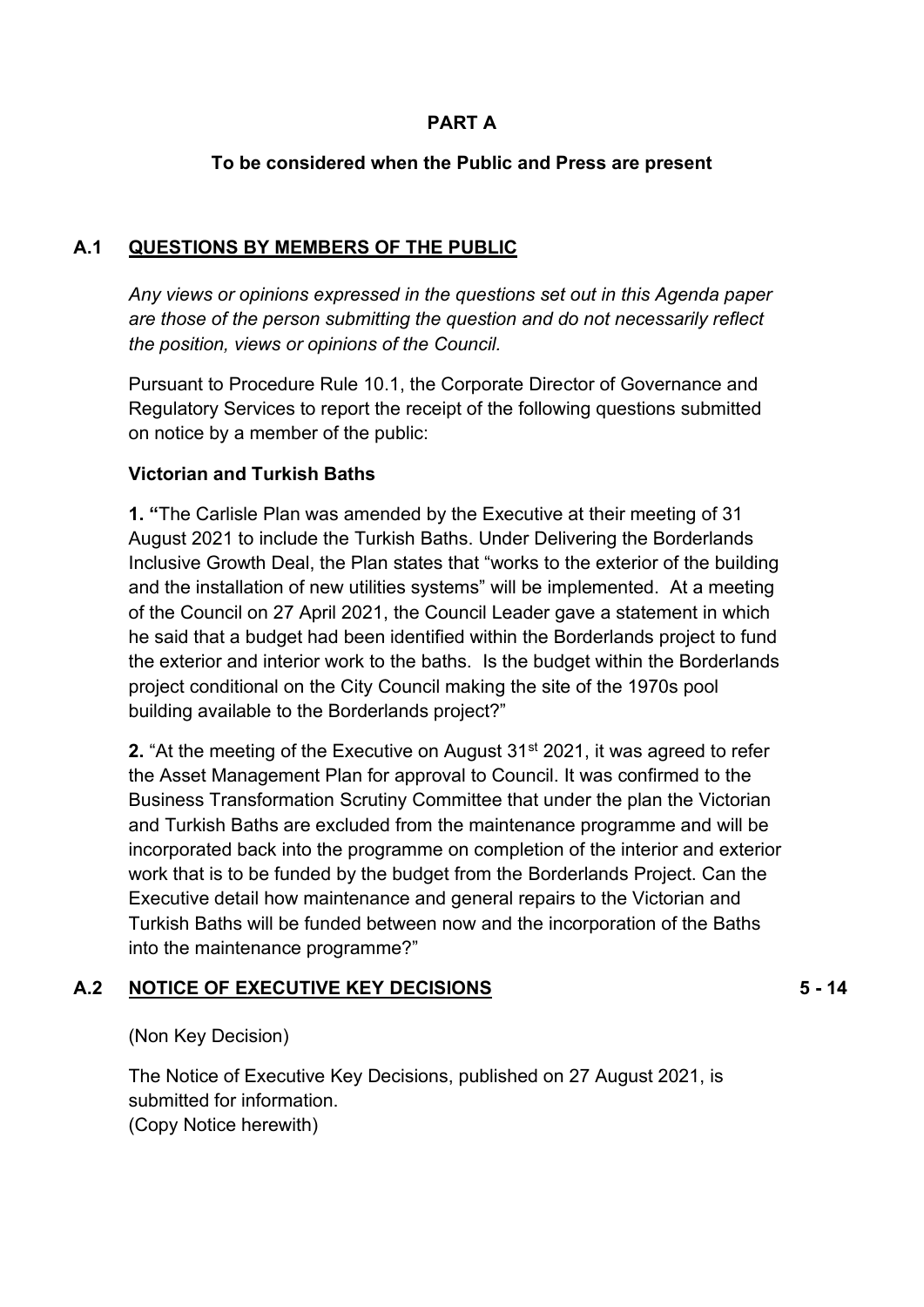**PART A**

**To be considered when the Public and Press are present**

## A.1 QUESTIONS BY MEMBERS OF THE PUBLIC

*Any views or opinions expressed in the questions set out in this Agenda paper are those of the person submitting the question and do not necessarily reflect the position, views or opinions of the Council.*

Pursuant to Procedure Rule 10.1, the Corporate Director of Governance and Regulatory Services to report the receipt of the following questions submitted on notice by a member of the public:

**Victorian and Turkish Baths**

**1. "**The Carlisle Plan was amended by the Executive at their meeting of 31 August 2021 to include the Turkish Baths. Under Delivering the Borderlands Inclusive Growth Deal, the Plan states that "works to the exterior of the building and the installation of new utilities systems" will be implemented. At a meeting of the Council on 27 April 2021, the Council Leader gave a statement in which he said that a budget had been identified within the Borderlands project to fund the exterior and interior work to the baths. Is the budget within the Borderlands project conditional on the City Council making the site of the 1970s pool building available to the Borderlands project?"

**2.** "At the meeting of the Executive on August 31st 2021, it was agreed to refer the Asset Management Plan for approval to Council. It was confirmed to the Business Transformation Scrutiny Committee that under the plan the Victorian and Turkish Baths are excluded from the maintenance programme and will be incorporated back into the programme on completion of the interior and exterior work that is to be funded by the budget from the Borderlands Project. Can the Executive detail how maintenance and general repairs to the Victorian and Turkish Baths will be funded between now and the incorporation of the Baths into the maintenance programme?"

## A.2 NOTICE OF EXECUTIVE KEY DECISIONS — 5 - 14

(Non Key Decision)

The Notice of Executive Key Decisions, published on 27 August 2021, is submitted for information.
(Copy Notice herewith)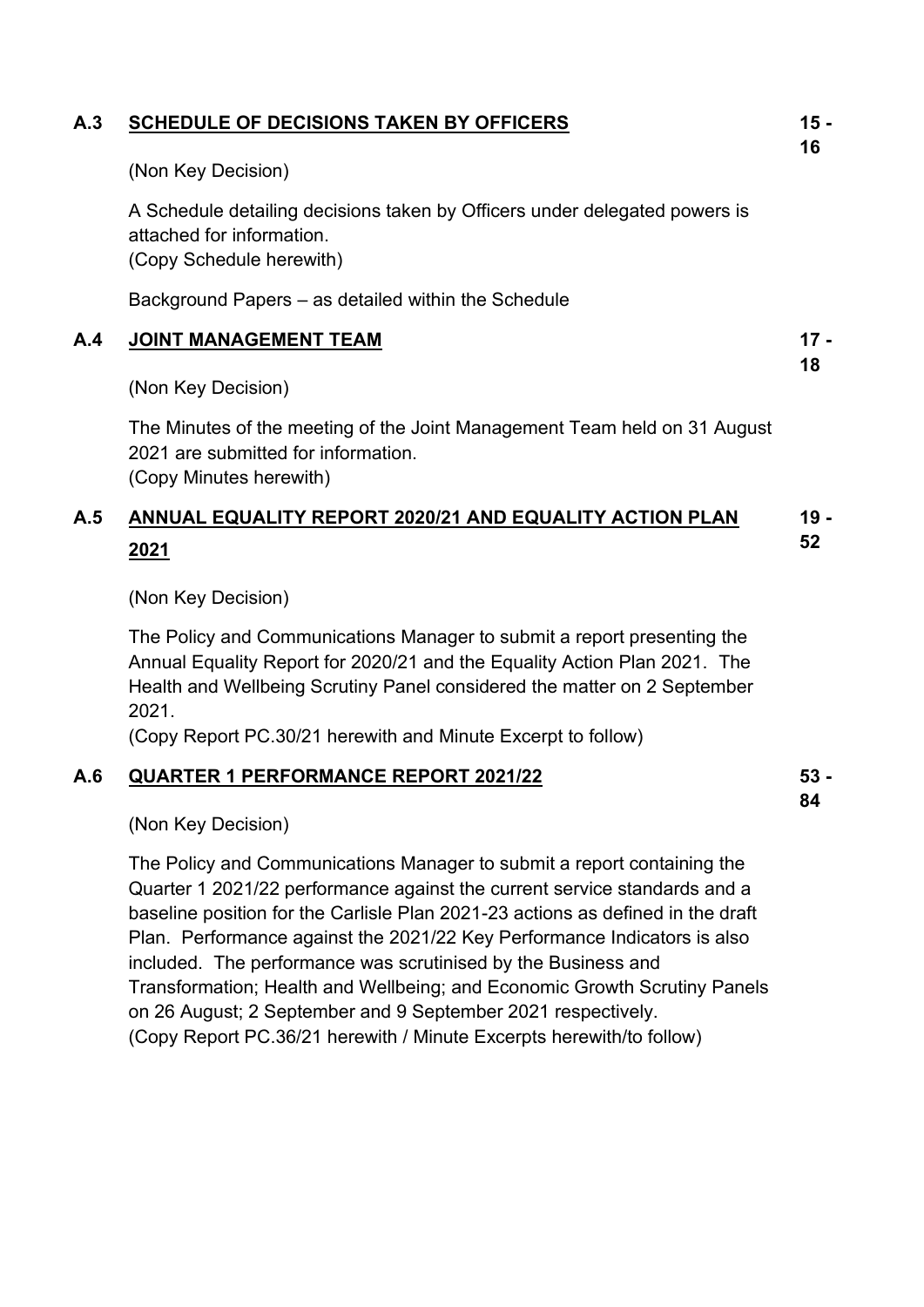## A.3 SCHEDULE OF DECISIONS TAKEN BY OFFICERS

15 - 16

(Non Key Decision)

A Schedule detailing decisions taken by Officers under delegated powers is attached for information.
(Copy Schedule herewith)

Background Papers – as detailed within the Schedule

## A.4 JOINT MANAGEMENT TEAM

17 - 18

(Non Key Decision)

The Minutes of the meeting of the Joint Management Team held on 31 August 2021 are submitted for information.
(Copy Minutes herewith)

## A.5 ANNUAL EQUALITY REPORT 2020/21 AND EQUALITY ACTION PLAN 2021

19 - 52

(Non Key Decision)

The Policy and Communications Manager to submit a report presenting the Annual Equality Report for 2020/21 and the Equality Action Plan 2021. The Health and Wellbeing Scrutiny Panel considered the matter on 2 September 2021.
(Copy Report PC.30/21 herewith and Minute Excerpt to follow)

## A.6 QUARTER 1 PERFORMANCE REPORT 2021/22

53 - 84

(Non Key Decision)

The Policy and Communications Manager to submit a report containing the Quarter 1 2021/22 performance against the current service standards and a baseline position for the Carlisle Plan 2021-23 actions as defined in the draft Plan. Performance against the 2021/22 Key Performance Indicators is also included. The performance was scrutinised by the Business and Transformation; Health and Wellbeing; and Economic Growth Scrutiny Panels on 26 August; 2 September and 9 September 2021 respectively.
(Copy Report PC.36/21 herewith / Minute Excerpts herewith/to follow)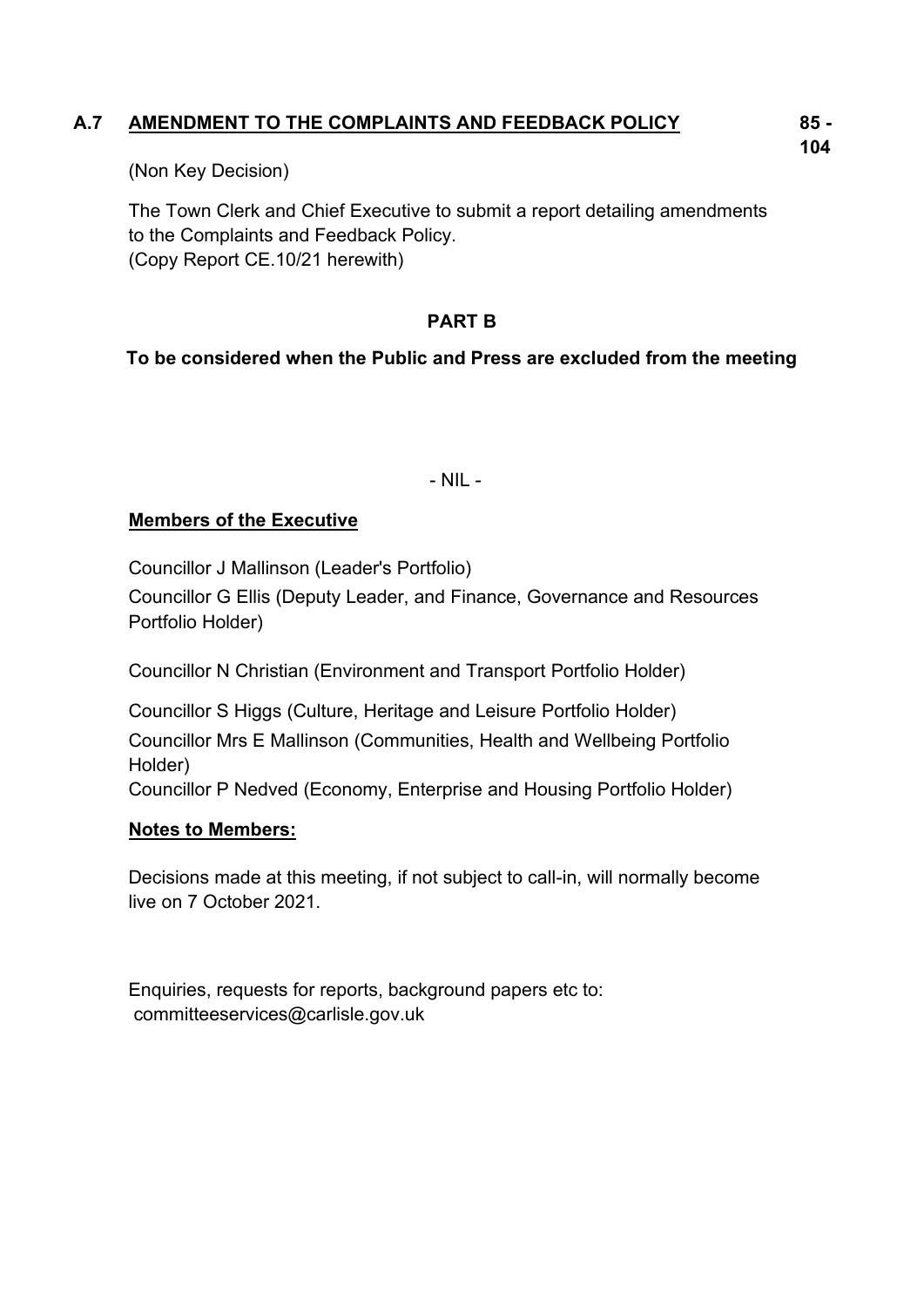**A.7** **AMENDMENT TO THE COMPLAINTS AND FEEDBACK POLICY** **85 - 104**

(Non Key Decision)

The Town Clerk and Chief Executive to submit a report detailing amendments to the Complaints and Feedback Policy.
(Copy Report CE.10/21 herewith)

## PART B

**To be considered when the Public and Press are excluded from the meeting**

- NIL -

**Members of the Executive**

Councillor J Mallinson (Leader's Portfolio)

Councillor G Ellis (Deputy Leader, and Finance, Governance and Resources Portfolio Holder)

Councillor N Christian (Environment and Transport Portfolio Holder)

Councillor S Higgs (Culture, Heritage and Leisure Portfolio Holder)

Councillor Mrs E Mallinson (Communities, Health and Wellbeing Portfolio Holder)

Councillor P Nedved (Economy, Enterprise and Housing Portfolio Holder)

**Notes to Members:**

Decisions made at this meeting, if not subject to call-in, will normally become live on 7 October 2021.

Enquiries, requests for reports, background papers etc to:
committeeservices@carlisle.gov.uk